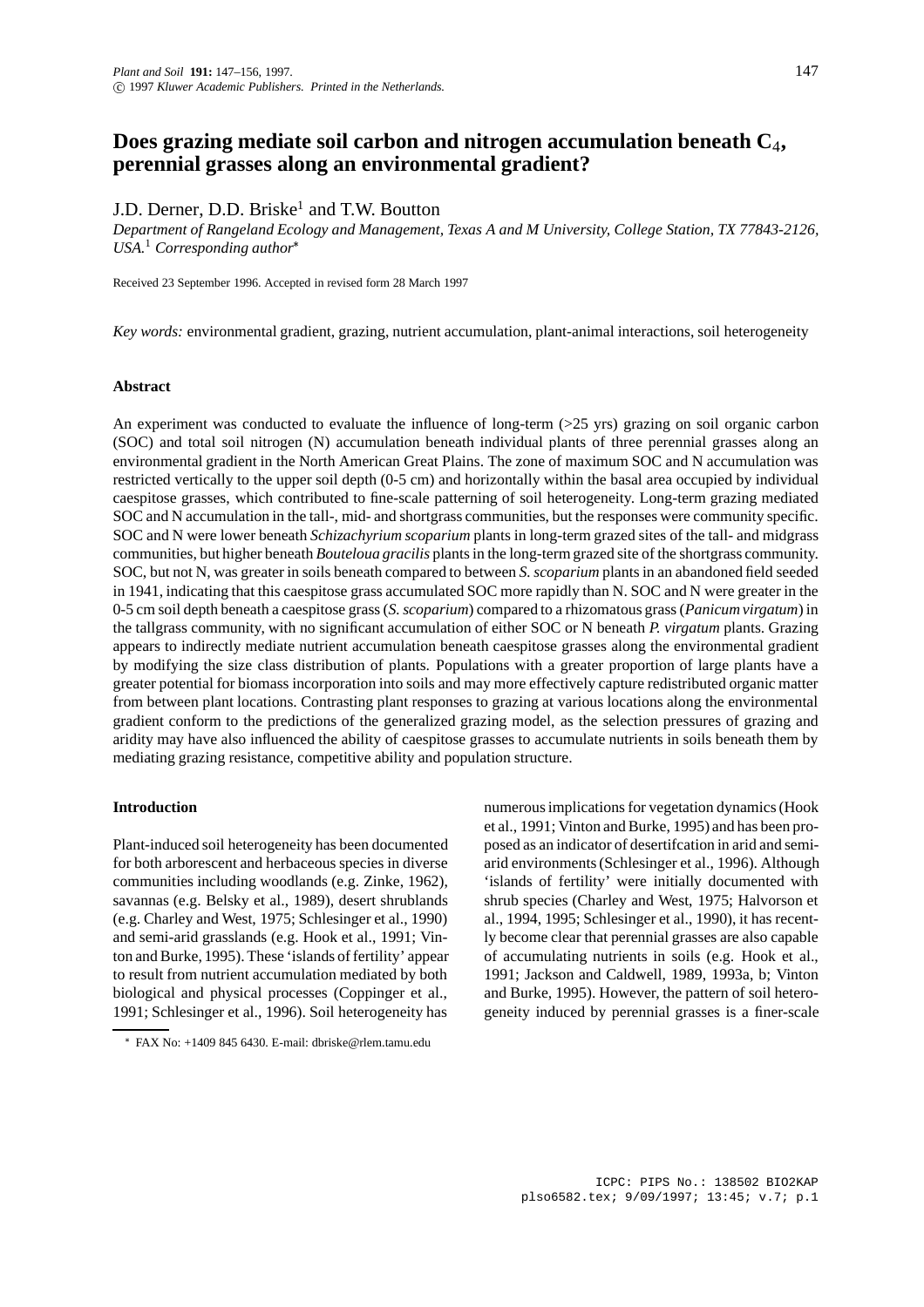# Does grazing mediate soil carbon and nitrogen accumulation beneath $C_4$, perennial grasses along an environmental gradient?

J.D. Derner, D.D. Briske[1] and T.W. Boutton

*Department of Rangeland Ecology and Management, Texas A and M University, College Station, TX 77843-2126, USA.*[1] *Corresponding author*[*]

Received 23 September 1996. Accepted in revised form 28 March 1997

*Key words:* environmental gradient, grazing, nutrient accumulation, plant-animal interactions, soil heterogeneity

## Abstract

An experiment was conducted to evaluate the influence of long-term (>25 yrs) grazing on soil organic carbon (SOC) and total soil nitrogen (N) accumulation beneath individual plants of three perennial grasses along an environmental gradient in the North American Great Plains. The zone of maximum SOC and N accumulation was restricted vertically to the upper soil depth (0-5 cm) and horizontally within the basal area occupied by individual caespitose grasses, which contributed to fine-scale patterning of soil heterogeneity. Long-term grazing mediated SOC and N accumulation in the tall-, mid- and shortgrass communities, but the responses were community specific. SOC and N were lower beneath *Schizachyrium scoparium* plants in long-term grazed sites of the tall- and midgrass communities, but higher beneath *Bouteloua gracilis* plants in the long-term grazed site of the shortgrass community. SOC, but not N, was greater in soils beneath compared to between *S. scoparium* plants in an abandoned field seeded in 1941, indicating that this caespitose grass accumulated SOC more rapidly than N. SOC and N were greater in the 0-5 cm soil depth beneath a caespitose grass (*S. scoparium*) compared to a rhizomatous grass (*Panicum virgatum*) in the tallgrass community, with no significant accumulation of either SOC or N beneath *P. virgatum* plants. Grazing appears to indirectly mediate nutrient accumulation beneath caespitose grasses along the environmental gradient by modifying the size class distribution of plants. Populations with a greater proportion of large plants have a greater potential for biomass incorporation into soils and may more effectively capture redistributed organic matter from between plant locations. Contrasting plant responses to grazing at various locations along the environmental gradient conform to the predictions of the generalized grazing model, as the selection pressures of grazing and aridity may have also influenced the ability of caespitose grasses to accumulate nutrients in soils beneath them by mediating grazing resistance, competitive ability and population structure.

## Introduction

Plant-induced soil heterogeneity has been documented for both arborescent and herbaceous species in diverse communities including woodlands (e.g. Zinke, 1962), savannas (e.g. Belsky et al., 1989), desert shrublands (e.g. Charley and West, 1975; Schlesinger et al., 1990) and semi-arid grasslands (e.g. Hook et al., 1991; Vinton and Burke, 1995). These 'islands of fertility' appear to result from nutrient accumulation mediated by both biological and physical processes (Coppinger et al., 1991; Schlesinger et al., 1996). Soil heterogeneity has numerous implications for vegetation dynamics (Hook et al., 1991; Vinton and Burke, 1995) and has been proposed as an indicator of desertifcation in arid and semi-arid environments (Schlesinger et al., 1996). Although 'islands of fertility' were initially documented with shrub species (Charley and West, 1975; Halvorson et al., 1994, 1995; Schlesinger et al., 1990), it has recently become clear that perennial grasses are also capable of accumulating nutrients in soils (e.g. Hook et al., 1991; Jackson and Caldwell, 1989, 1993a, b; Vinton and Burke, 1995). However, the pattern of soil heterogeneity induced by perennial grasses is a finer-scale

[*] FAX No: +1409 845 6430. E-mail: dbriske@rlem.tamu.edu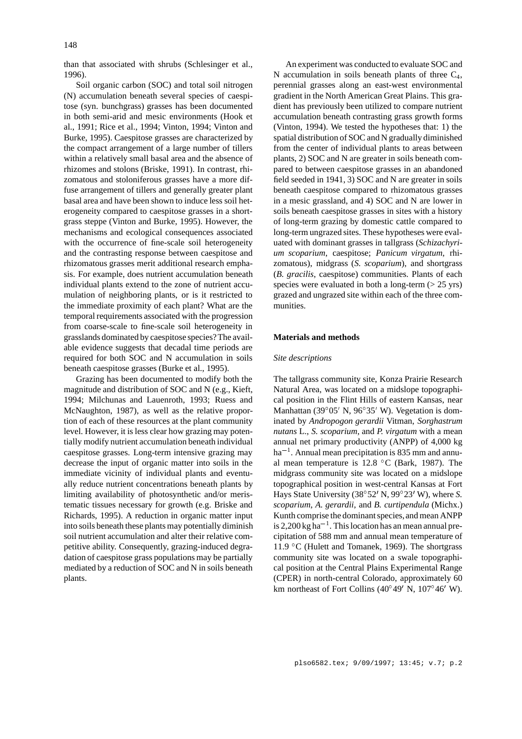than that associated with shrubs (Schlesinger et al., 1996).

Soil organic carbon (SOC) and total soil nitrogen (N) accumulation beneath several species of caespitose (syn. bunchgrass) grasses has been documented in both semi-arid and mesic environments (Hook et al., 1991; Rice et al., 1994; Vinton, 1994; Vinton and Burke, 1995). Caespitose grasses are characterized by the compact arrangement of a large number of tillers within a relatively small basal area and the absence of rhizomes and stolons (Briske, 1991). In contrast, rhizomatous and stoloniferous grasses have a more diffuse arrangement of tillers and generally greater plant basal area and have been shown to induce less soil heterogeneity compared to caespitose grasses in a shortgrass steppe (Vinton and Burke, 1995). However, the mechanisms and ecological consequences associated with the occurrence of fine-scale soil heterogeneity and the contrasting response between caespitose and rhizomatous grasses merit additional research emphasis. For example, does nutrient accumulation beneath individual plants extend to the zone of nutrient accumulation of neighboring plants, or is it restricted to the immediate proximity of each plant? What are the temporal requirements associated with the progression from coarse-scale to fine-scale soil heterogeneity in grasslands dominated by caespitose species? The available evidence suggests that decadal time periods are required for both SOC and N accumulation in soils beneath caespitose grasses (Burke et al., 1995).

Grazing has been documented to modify both the magnitude and distribution of SOC and N (e.g., Kieft, 1994; Milchunas and Lauenroth, 1993; Ruess and McNaughton, 1987), as well as the relative proportion of each of these resources at the plant community level. However, it is less clear how grazing may potentially modify nutrient accumulation beneath individual caespitose grasses. Long-term intensive grazing may decrease the input of organic matter into soils in the immediate vicinity of individual plants and eventually reduce nutrient concentrations beneath plants by limiting availability of photosynthetic and/or meristematic tissues necessary for growth (e.g. Briske and Richards, 1995). A reduction in organic matter input into soils beneath these plants may potentially diminish soil nutrient accumulation and alter their relative competitive ability. Consequently, grazing-induced degradation of caespitose grass populations may be partially mediated by a reduction of SOC and N in soils beneath plants.

An experiment was conducted to evaluate SOC and N accumulation in soils beneath plants of three $C_4$, perennial grasses along an east-west environmental gradient in the North American Great Plains. This gradient has previously been utilized to compare nutrient accumulation beneath contrasting grass growth forms (Vinton, 1994). We tested the hypotheses that: 1) the spatial distribution of SOC and N gradually diminished from the center of individual plants to areas between plants, 2) SOC and N are greater in soils beneath compared to between caespitose grasses in an abandoned field seeded in 1941, 3) SOC and N are greater in soils beneath caespitose compared to rhizomatous grasses in a mesic grassland, and 4) SOC and N are lower in soils beneath caespitose grasses in sites with a history of long-term grazing by domestic cattle compared to long-term ungrazed sites. These hypotheses were evaluated with dominant grasses in tallgrass (*Schizachyrium scoparium*, caespitose; *Panicum virgatum*, rhizomatous), midgrass (*S. scoparium*), and shortgrass (*B. gracilis*, caespitose) communities. Plants of each species were evaluated in both a long-term (> 25 yrs) grazed and ungrazed site within each of the three communities.

## Materials and methods

### *Site descriptions*

The tallgrass community site, Konza Prairie Research Natural Area, was located on a midslope topographical position in the Flint Hills of eastern Kansas, near Manhattan (39°05′ N, 96°35′ W). Vegetation is dominated by *Andropogon gerardii* Vitman, *Sorghastrum nutans* L., *S. scoparium*, and *P. virgatum* with a mean annual net primary productivity (ANPP) of 4,000 kg $ha^{-1}$. Annual mean precipitation is 835 mm and annual mean temperature is 12.8 °C (Bark, 1987). The midgrass community site was located on a midslope topographical position in west-central Kansas at Fort Hays State University (38°52′ N, 99°23′ W), where *S. scoparium*, *A. gerardii*, and *B. curtipendula* (Michx.) Kunth comprise the dominant species, and mean ANPP is 2,200 kg $ha^{-1}$. This location has an mean annual precipitation of 588 mm and annual mean temperature of 11.9 °C (Hulett and Tomanek, 1969). The shortgrass community site was located on a swale topographical position at the Central Plains Experimental Range (CPER) in north-central Colorado, approximately 60 km northeast of Fort Collins (40°49′ N, 107°46′ W).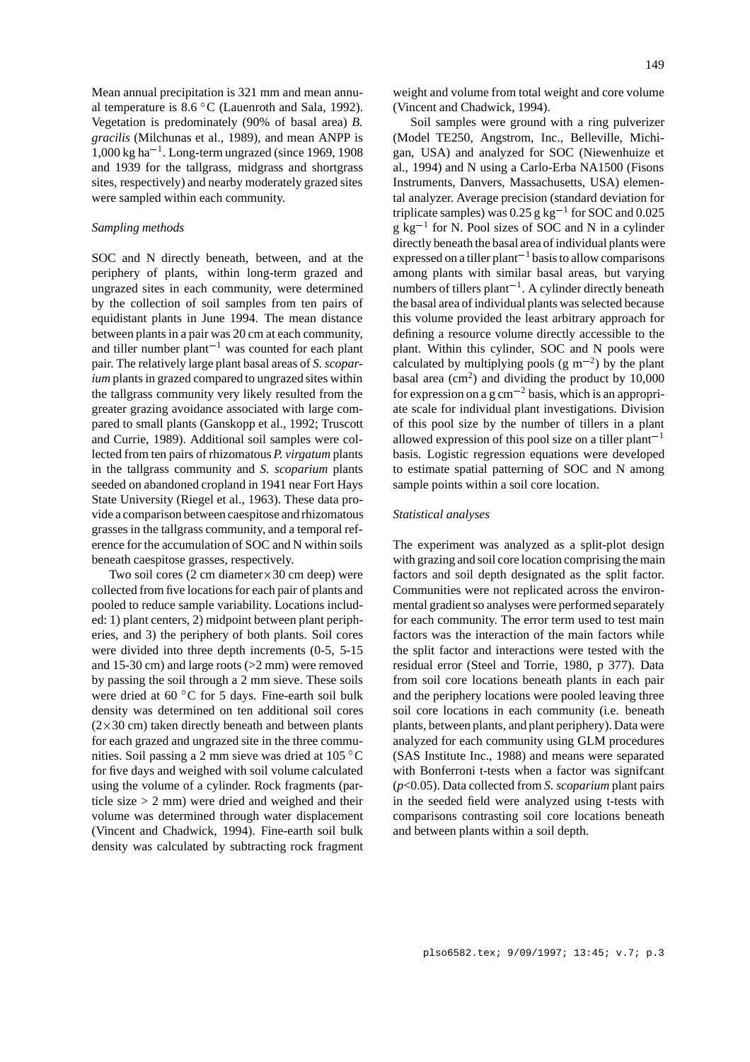Mean annual precipitation is 321 mm and mean annual temperature is 8.6 °C (Lauenroth and Sala, 1992). Vegetation is predominately (90% of basal area) *B. gracilis* (Milchunas et al., 1989), and mean ANPP is 1,000 kg ha$^{-1}$. Long-term ungrazed (since 1969, 1908 and 1939 for the tallgrass, midgrass and shortgrass sites, respectively) and nearby moderately grazed sites were sampled within each community.

### *Sampling methods*

SOC and N directly beneath, between, and at the periphery of plants, within long-term grazed and ungrazed sites in each community, were determined by the collection of soil samples from ten pairs of equidistant plants in June 1994. The mean distance between plants in a pair was 20 cm at each community, and tiller number plant$^{-1}$ was counted for each plant pair. The relatively large plant basal areas of *S. scoparium* plants in grazed compared to ungrazed sites within the tallgrass community very likely resulted from the greater grazing avoidance associated with large compared to small plants (Ganskopp et al., 1992; Truscott and Currie, 1989). Additional soil samples were collected from ten pairs of rhizomatous *P. virgatum* plants in the tallgrass community and *S. scoparium* plants seeded on abandoned cropland in 1941 near Fort Hays State University (Riegel et al., 1963). These data provide a comparison between caespitose and rhizomatous grasses in the tallgrass community, and a temporal reference for the accumulation of SOC and N within soils beneath caespitose grasses, respectively.

Two soil cores (2 cm diameter$\times$30 cm deep) were collected from five locations for each pair of plants and pooled to reduce sample variability. Locations included: 1) plant centers, 2) midpoint between plant peripheries, and 3) the periphery of both plants. Soil cores were divided into three depth increments (0-5, 5-15 and 15-30 cm) and large roots (>2 mm) were removed by passing the soil through a 2 mm sieve. These soils were dried at 60 °C for 5 days. Fine-earth soil bulk density was determined on ten additional soil cores (2$\times$30 cm) taken directly beneath and between plants for each grazed and ungrazed site in the three communities. Soil passing a 2 mm sieve was dried at 105 °C for five days and weighed with soil volume calculated using the volume of a cylinder. Rock fragments (particle size > 2 mm) were dried and weighed and their volume was determined through water displacement (Vincent and Chadwick, 1994). Fine-earth soil bulk density was calculated by subtracting rock fragment weight and volume from total weight and core volume (Vincent and Chadwick, 1994).

Soil samples were ground with a ring pulverizer (Model TE250, Angstrom, Inc., Belleville, Michigan, USA) and analyzed for SOC (Niewenhuize et al., 1994) and N using a Carlo-Erba NA1500 (Fisons Instruments, Danvers, Massachusetts, USA) elemental analyzer. Average precision (standard deviation for triplicate samples) was 0.25 g kg$^{-1}$ for SOC and 0.025 g kg$^{-1}$ for N. Pool sizes of SOC and N in a cylinder directly beneath the basal area of individual plants were expressed on a tiller plant$^{-1}$ basis to allow comparisons among plants with similar basal areas, but varying numbers of tillers plant$^{-1}$. A cylinder directly beneath the basal area of individual plants was selected because this volume provided the least arbitrary approach for defining a resource volume directly accessible to the plant. Within this cylinder, SOC and N pools were calculated by multiplying pools (g m$^{-2}$) by the plant basal area (cm$^{2}$) and dividing the product by 10,000 for expression on a g cm$^{-2}$ basis, which is an appropriate scale for individual plant investigations. Division of this pool size by the number of tillers in a plant allowed expression of this pool size on a tiller plant$^{-1}$ basis. Logistic regression equations were developed to estimate spatial patterning of SOC and N among sample points within a soil core location.

### *Statistical analyses*

The experiment was analyzed as a split-plot design with grazing and soil core location comprising the main factors and soil depth designated as the split factor. Communities were not replicated across the environmental gradient so analyses were performed separately for each community. The error term used to test main factors was the interaction of the main factors while the split factor and interactions were tested with the residual error (Steel and Torrie, 1980, p 377). Data from soil core locations beneath plants in each pair and the periphery locations were pooled leaving three soil core locations in each community (i.e. beneath plants, between plants, and plant periphery). Data were analyzed for each community using GLM procedures (SAS Institute Inc., 1988) and means were separated with Bonferroni t-tests when a factor was signifcant ($p$<0.05). Data collected from *S. scoparium* plant pairs in the seeded field were analyzed using t-tests with comparisons contrasting soil core locations beneath and between plants within a soil depth.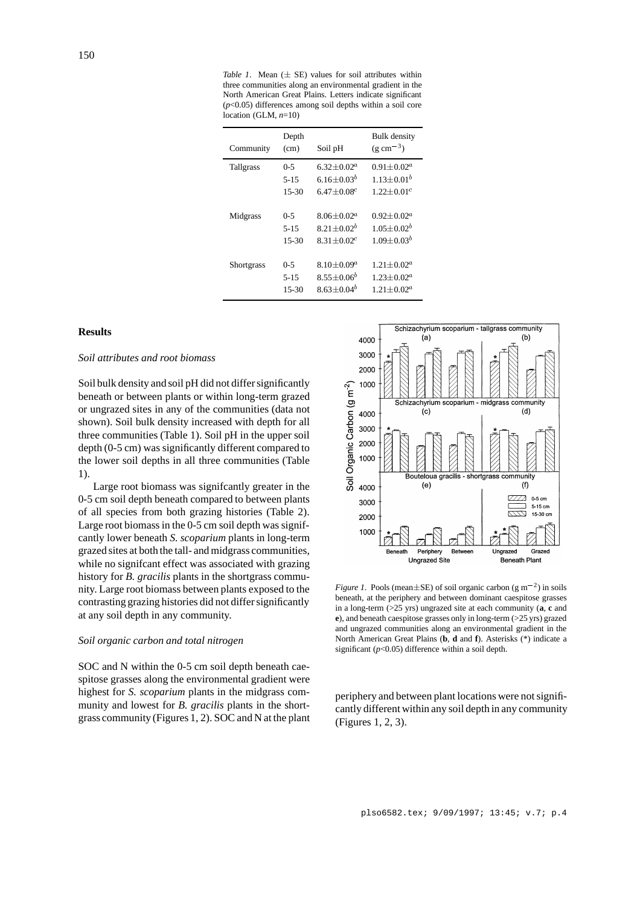*Table 1*. Mean (± SE) values for soil attributes within three communities along an environmental gradient in the North American Great Plains. Letters indicate significant ($p$<0.05) differences among soil depths within a soil core location (GLM, $n$=10)

| Community | Depth (cm) | Soil pH | Bulk density ($g\ cm^{-3}$) |
|---|---|---|---|
| Tallgrass | 0-5 | $6.32 \pm 0.02^a$ | $0.91 \pm 0.02^a$ |
| | 5-15 | $6.16 \pm 0.03^b$ | $1.13 \pm 0.01^b$ |
| | 15-30 | $6.47 \pm 0.08^c$ | $1.22 \pm 0.01^c$ |
| Midgrass | 0-5 | $8.06 \pm 0.02^a$ | $0.92 \pm 0.02^a$ |
| | 5-15 | $8.21 \pm 0.02^b$ | $1.05 \pm 0.02^b$ |
| | 15-30 | $8.31 \pm 0.02^c$ | $1.09 \pm 0.03^b$ |
| Shortgrass | 0-5 | $8.10 \pm 0.09^a$ | $1.21 \pm 0.02^a$ |
| | 5-15 | $8.55 \pm 0.06^b$ | $1.23 \pm 0.02^a$ |
| | 15-30 | $8.63 \pm 0.04^b$ | $1.21 \pm 0.02^a$ |

## Results

### *Soil attributes and root biomass*

Soil bulk density and soil pH did not differ significantly beneath or between plants or within long-term grazed or ungrazed sites in any of the communities (data not shown). Soil bulk density increased with depth for all three communities (Table 1). Soil pH in the upper soil depth (0-5 cm) was significantly different compared to the lower soil depths in all three communities (Table 1).

Large root biomass was signifcantly greater in the 0-5 cm soil depth beneath compared to between plants of all species from both grazing histories (Table 2). Large root biomass in the 0-5 cm soil depth was signifcantly lower beneath *S. scoparium* plants in long-term grazed sites at both the tall- and midgrass communities, while no signifcant effect was associated with grazing history for *B. gracilis* plants in the shortgrass community. Large root biomass between plants exposed to the contrasting grazing histories did not differ significantly at any soil depth in any community.

### *Soil organic carbon and total nitrogen*

SOC and N within the 0-5 cm soil depth beneath caespitose grasses along the environmental gradient were highest for *S. scoparium* plants in the midgrass community and lowest for *B. gracilis* plants in the shortgrass community (Figures 1, 2). SOC and N at the plant periphery and between plant locations were not significantly different within any soil depth in any community (Figures 1, 2, 3).

*Figure 1*. Pools (mean±SE) of soil organic carbon ($g\ m^{-2}$) in soils beneath, at the periphery and between dominant caespitose grasses in a long-term (>25 yrs) ungrazed site at each community (**a**, **c** and **e**), and beneath caespitose grasses only in long-term (>25 yrs) grazed and ungrazed communities along an environmental gradient in the North American Great Plains (**b**, **d** and **f**). Asterisks (*) indicate a significant ($p$<0.05) difference within a soil depth.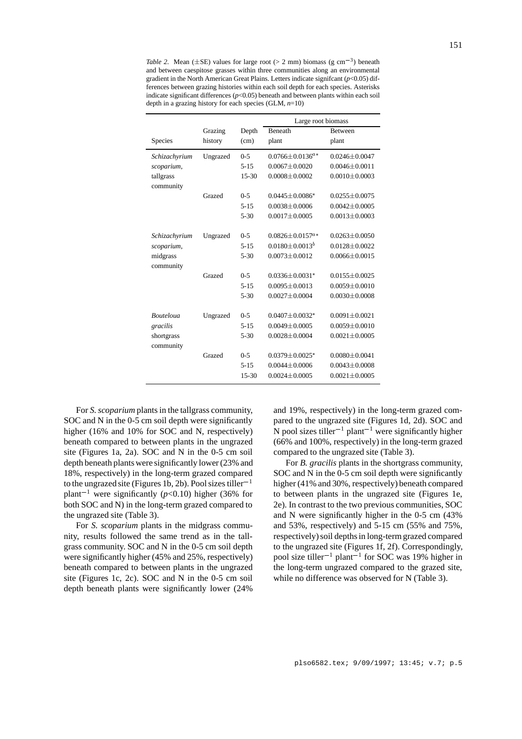*Table 2.* Mean (±SE) values for large root (> 2 mm) biomass (g $cm^{-3}$) beneath and between caespitose grasses within three communities along an environmental gradient in the North American Great Plains. Letters indicate signifcant ($p$<0.05) differences between grazing histories within each soil depth for each species. Asterisks indicate significant differences ($p$<0.05) beneath and between plants within each soil depth in a grazing history for each species (GLM, $n$=10)

| Species | Grazing history | Depth (cm) | Large root biomass: Beneath plant | Large root biomass: Between plant |
|---|---|---|---|---|
| *Schizachyrium scoparium*, tallgrass community | Ungrazed | 0-5 | 0.0766±0.0136$^{a*}$ | 0.0246±0.0047 |
| | | 5-15 | 0.0067±0.0020 | 0.0046±0.0011 |
| | | 15-30 | 0.0008±0.0002 | 0.0010±0.0003 |
| | Grazed | 0-5 | 0.0445±0.0086* | 0.0255±0.0075 |
| | | 5-15 | 0.0038±0.0006 | 0.0042±0.0005 |
| | | 5-30 | 0.0017±0.0005 | 0.0013±0.0003 |
| *Schizachyrium scoparium*, midgrass community | Ungrazed | 0-5 | 0.0826±0.0157$^{a*}$ | 0.0263±0.0050 |
| | | 5-15 | 0.0180±0.0013$^{b}$ | 0.0128±0.0022 |
| | | 5-30 | 0.0073±0.0012 | 0.0066±0.0015 |
| | Grazed | 0-5 | 0.0336±0.0031* | 0.0155±0.0025 |
| | | 5-15 | 0.0095±0.0013 | 0.0059±0.0010 |
| | | 5-30 | 0.0027±0.0004 | 0.0030±0.0008 |
| *Bouteloua gracilis* shortgrass community | Ungrazed | 0-5 | 0.0407±0.0032* | 0.0091±0.0021 |
| | | 5-15 | 0.0049±0.0005 | 0.0059±0.0010 |
| | | 5-30 | 0.0028±0.0004 | 0.0021±0.0005 |
| | Grazed | 0-5 | 0.0379±0.0025* | 0.0080±0.0041 |
| | | 5-15 | 0.0044±0.0006 | 0.0043±0.0008 |
| | | 15-30 | 0.0024±0.0005 | 0.0021±0.0005 |

For *S. scoparium* plants in the tallgrass community, SOC and N in the 0-5 cm soil depth were significantly higher (16% and 10% for SOC and N, respectively) beneath compared to between plants in the ungrazed site (Figures 1a, 2a). SOC and N in the 0-5 cm soil depth beneath plants were significantly lower (23% and 18%, respectively) in the long-term grazed compared to the ungrazed site (Figures 1b, 2b). Pool sizes $tiller^{-1}$ $plant^{-1}$ were significantly ($p$<0.10) higher (36% for both SOC and N) in the long-term grazed compared to the ungrazed site (Table 3).

For *S. scoparium* plants in the midgrass community, results followed the same trend as in the tallgrass community. SOC and N in the 0-5 cm soil depth were significantly higher (45% and 25%, respectively) beneath compared to between plants in the ungrazed site (Figures 1c, 2c). SOC and N in the 0-5 cm soil depth beneath plants were significantly lower (24% and 19%, respectively) in the long-term grazed compared to the ungrazed site (Figures 1d, 2d). SOC and N pool sizes $tiller^{-1}$ $plant^{-1}$ were significantly higher (66% and 100%, respectively) in the long-term grazed compared to the ungrazed site (Table 3).

For *B. gracilis* plants in the shortgrass community, SOC and N in the 0-5 cm soil depth were significantly higher (41% and 30%, respectively) beneath compared to between plants in the ungrazed site (Figures 1e, 2e). In contrast to the two previous communities, SOC and N were significantly higher in the 0-5 cm (43% and 53%, respectively) and 5-15 cm (55% and 75%, respectively) soil depths in long-term grazed compared to the ungrazed site (Figures 1f, 2f). Correspondingly, pool size $tiller^{-1}$ $plant^{-1}$ for SOC was 19% higher in the long-term ungrazed compared to the grazed site, while no difference was observed for N (Table 3).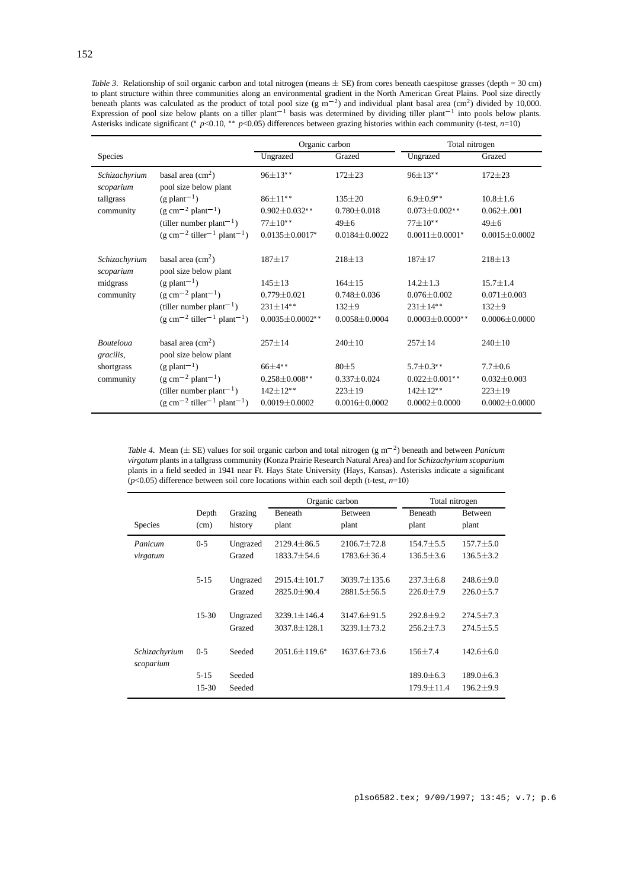*Table 3*. Relationship of soil organic carbon and total nitrogen (means ± SE) from cores beneath caespitose grasses (depth = 30 cm) to plant structure within three communities along an environmental gradient in the North American Great Plains. Pool size directly beneath plants was calculated as the product of total pool size (g $m^{-2}$) and individual plant basal area ($cm^2$) divided by 10,000. Expression of pool size below plants on a tiller $plant^{-1}$ basis was determined by dividing tiller $plant^{-1}$ into pools below plants. Asterisks indicate significant (* $p$<0.10, ** $p$<0.05) differences between grazing histories within each community (t-test, $n$=10)

| Species | | Organic carbon | | Total nitrogen | |
|---|---|---|---|---|---|
| | | Ungrazed | Grazed | Ungrazed | Grazed |
| *Schizachyrium scoparium* | basal area ($cm^2$) | 96±13** | 172±23 | 96±13** | 172±23 |
| | pool size below plant | | | | |
| tallgrass | (g $plant^{-1}$) | 86±11** | 135±20 | 6.9±0.9** | 10.8±1.6 |
| community | (g $cm^{-2}$ $plant^{-1}$) | 0.902±0.032** | 0.780±0.018 | 0.073±0.002** | 0.062±.001 |
| | (tiller number $plant^{-1}$) | 77±10** | 49±6 | 77±10** | 49±6 |
| | (g $cm^{-2}$ $tiller^{-1}$ $plant^{-1}$) | 0.0135±0.0017* | 0.0184±0.0022 | 0.0011±0.0001* | 0.0015±0.0002 |
| *Schizachyrium scoparium* | basal area ($cm^2$) | 187±17 | 218±13 | 187±17 | 218±13 |
| | pool size below plant | | | | |
| midgrass | (g $plant^{-1}$) | 145±13 | 164±15 | 14.2±1.3 | 15.7±1.4 |
| community | (g $cm^{-2}$ $plant^{-1}$) | 0.779±0.021 | 0.748±0.036 | 0.076±0.002 | 0.071±0.003 |
| | (tiller number $plant^{-1}$) | 231±14** | 132±9 | 231±14** | 132±9 |
| | (g $cm^{-2}$ $tiller^{-1}$ $plant^{-1}$) | 0.0035±0.0002** | 0.0058±0.0004 | 0.0003±0.0000** | 0.0006±0.0000 |
| *Bouteloua gracilis*, | basal area ($cm^2$) | 257±14 | 240±10 | 257±14 | 240±10 |
| | pool size below plant | | | | |
| shortgrass | (g $plant^{-1}$) | 66±4** | 80±5 | 5.7±0.3** | 7.7±0.6 |
| community | (g $cm^{-2}$ $plant^{-1}$) | 0.258±0.008** | 0.337±0.024 | 0.022±0.001** | 0.032±0.003 |
| | (tiller number $plant^{-1}$) | 142±12** | 223±19 | 142±12** | 223±19 |
| | (g $cm^{-2}$ $tiller^{-1}$ $plant^{-1}$) | 0.0019±0.0002 | 0.0016±0.0002 | 0.0002±0.0000 | 0.0002±0.0000 |

*Table 4*. Mean (± SE) values for soil organic carbon and total nitrogen (g $m^{-2}$) beneath and between *Panicum virgatum* plants in a tallgrass community (Konza Prairie Research Natural Area) and for *Schizachyrium scoparium* plants in a field seeded in 1941 near Ft. Hays State University (Hays, Kansas). Asterisks indicate a significant ($p$<0.05) difference between soil core locations within each soil depth (t-test, $n$=10)

| Species | Depth (cm) | Grazing history | Organic carbon | | Total nitrogen | |
|---|---|---|---|---|---|---|
| | | | Beneath plant | Between plant | Beneath plant | Between plant |
| *Panicum virgatum* | 0-5 | Ungrazed | 2129.4±86.5 | 2106.7±72.8 | 154.7±5.5 | 157.7±5.0 |
| | | Grazed | 1833.7±54.6 | 1783.6±36.4 | 136.5±3.6 | 136.5±3.2 |
| | 5-15 | Ungrazed | 2915.4±101.7 | 3039.7±135.6 | 237.3±6.8 | 248.6±9.0 |
| | | Grazed | 2825.0±90.4 | 2881.5±56.5 | 226.0±7.9 | 226.0±5.7 |
| | 15-30 | Ungrazed | 3239.1±146.4 | 3147.6±91.5 | 292.8±9.2 | 274.5±7.3 |
| | | Grazed | 3037.8±128.1 | 3239.1±73.2 | 256.2±7.3 | 274.5±5.5 |
| *Schizachyrium scoparium* | 0-5 | Seeded | 2051.6±119.6* | 1637.6±73.6 | 156±7.4 | 142.6±6.0 |
| | 5-15 | Seeded | | | 189.0±6.3 | 189.0±6.3 |
| | 15-30 | Seeded | | | 179.9±11.4 | 196.2±9.9 |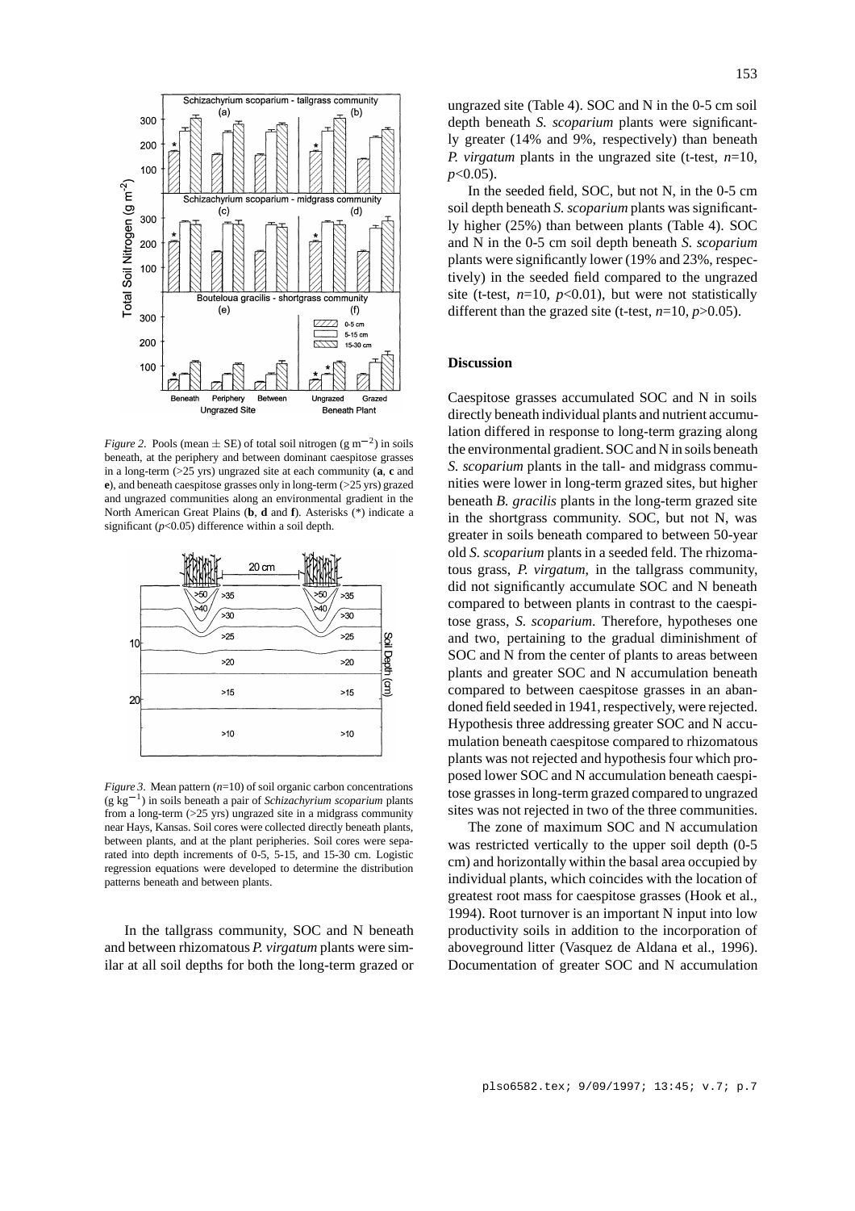*Figure 2.* Pools (mean ± SE) of total soil nitrogen (g $m^{-2}$) in soils beneath, at the periphery and between dominant caespitose grasses in a long-term (>25 yrs) ungrazed site at each community (**a**, **c** and **e**), and beneath caespitose grasses only in long-term (>25 yrs) grazed and ungrazed communities along an environmental gradient in the North American Great Plains (**b**, **d** and **f**). Asterisks (*) indicate a significant ($p$<0.05) difference within a soil depth.

*Figure 3.* Mean pattern ($n$=10) of soil organic carbon concentrations (g $kg^{-1}$) in soils beneath a pair of *Schizachyrium scoparium* plants from a long-term (>25 yrs) ungrazed site in a midgrass community near Hays, Kansas. Soil cores were collected directly beneath plants, between plants, and at the plant peripheries. Soil cores were separated into depth increments of 0-5, 5-15, and 15-30 cm. Logistic regression equations were developed to determine the distribution patterns beneath and between plants.

In the tallgrass community, SOC and N beneath and between rhizomatous *P. virgatum* plants were similar at all soil depths for both the long-term grazed or ungrazed site (Table 4). SOC and N in the 0-5 cm soil depth beneath *S. scoparium* plants were significantly greater (14% and 9%, respectively) than beneath *P. virgatum* plants in the ungrazed site (t-test, $n$=10, $p$<0.05).

In the seeded field, SOC, but not N, in the 0-5 cm soil depth beneath *S. scoparium* plants was significantly higher (25%) than between plants (Table 4). SOC and N in the 0-5 cm soil depth beneath *S. scoparium* plants were significantly lower (19% and 23%, respectively) in the seeded field compared to the ungrazed site (t-test, $n$=10, $p$<0.01), but were not statistically different than the grazed site (t-test, $n$=10, $p$>0.05).

## Discussion

Caespitose grasses accumulated SOC and N in soils directly beneath individual plants and nutrient accumulation differed in response to long-term grazing along the environmental gradient. SOC and N in soils beneath *S. scoparium* plants in the tall- and midgrass communities were lower in long-term grazed sites, but higher beneath *B. gracilis* plants in the long-term grazed site in the shortgrass community. SOC, but not N, was greater in soils beneath compared to between 50-year old *S. scoparium* plants in a seeded feld. The rhizomatous grass, *P. virgatum*, in the tallgrass community, did not significantly accumulate SOC and N beneath compared to between plants in contrast to the caespitose grass, *S. scoparium*. Therefore, hypotheses one and two, pertaining to the gradual diminishment of SOC and N from the center of plants to areas between plants and greater SOC and N accumulation beneath compared to between caespitose grasses in an abandoned field seeded in 1941, respectively, were rejected. Hypothesis three addressing greater SOC and N accumulation beneath caespitose compared to rhizomatous plants was not rejected and hypothesis four which proposed lower SOC and N accumulation beneath caespitose grasses in long-term grazed compared to ungrazed sites was not rejected in two of the three communities.

The zone of maximum SOC and N accumulation was restricted vertically to the upper soil depth (0-5 cm) and horizontally within the basal area occupied by individual plants, which coincides with the location of greatest root mass for caespitose grasses (Hook et al., 1994). Root turnover is an important N input into low productivity soils in addition to the incorporation of aboveground litter (Vasquez de Aldana et al., 1996). Documentation of greater SOC and N accumulation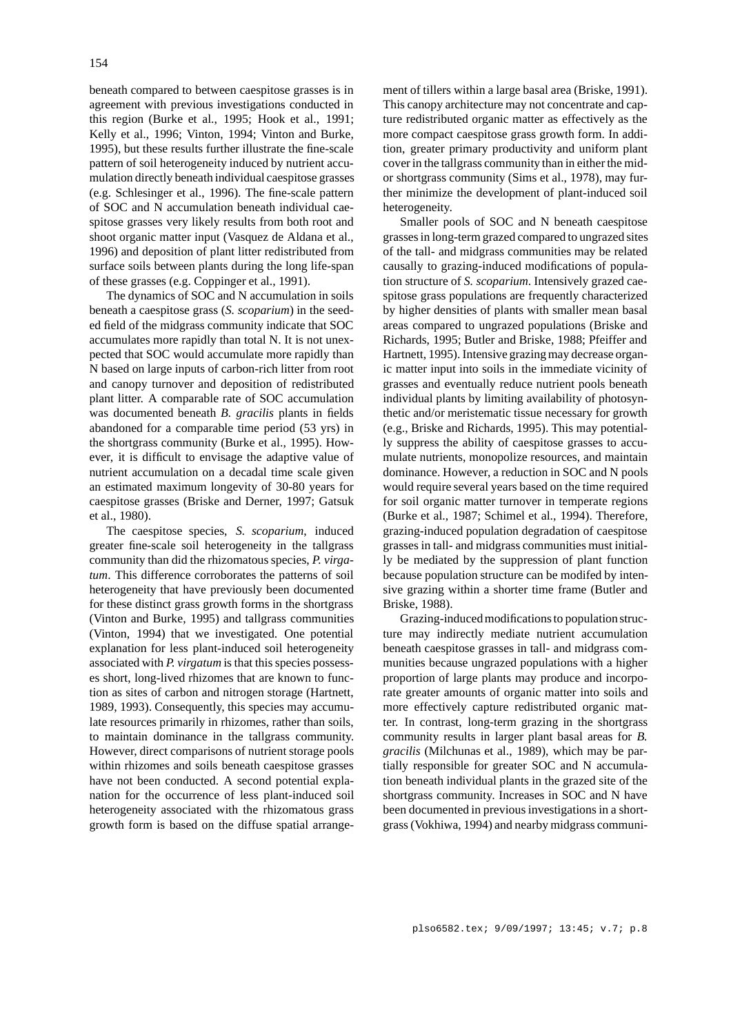beneath compared to between caespitose grasses is in agreement with previous investigations conducted in this region (Burke et al., 1995; Hook et al., 1991; Kelly et al., 1996; Vinton, 1994; Vinton and Burke, 1995), but these results further illustrate the fine-scale pattern of soil heterogeneity induced by nutrient accumulation directly beneath individual caespitose grasses (e.g. Schlesinger et al., 1996). The fine-scale pattern of SOC and N accumulation beneath individual caespitose grasses very likely results from both root and shoot organic matter input (Vasquez de Aldana et al., 1996) and deposition of plant litter redistributed from surface soils between plants during the long life-span of these grasses (e.g. Coppinger et al., 1991).

The dynamics of SOC and N accumulation in soils beneath a caespitose grass (*S. scoparium*) in the seeded field of the midgrass community indicate that SOC accumulates more rapidly than total N. It is not unexpected that SOC would accumulate more rapidly than N based on large inputs of carbon-rich litter from root and canopy turnover and deposition of redistributed plant litter. A comparable rate of SOC accumulation was documented beneath *B. gracilis* plants in fields abandoned for a comparable time period (53 yrs) in the shortgrass community (Burke et al., 1995). However, it is difficult to envisage the adaptive value of nutrient accumulation on a decadal time scale given an estimated maximum longevity of 30-80 years for caespitose grasses (Briske and Derner, 1997; Gatsuk et al., 1980).

The caespitose species, *S. scoparium*, induced greater fine-scale soil heterogeneity in the tallgrass community than did the rhizomatous species, *P. virgatum*. This difference corroborates the patterns of soil heterogeneity that have previously been documented for these distinct grass growth forms in the shortgrass (Vinton and Burke, 1995) and tallgrass communities (Vinton, 1994) that we investigated. One potential explanation for less plant-induced soil heterogeneity associated with *P. virgatum* is that this species possesses short, long-lived rhizomes that are known to function as sites of carbon and nitrogen storage (Hartnett, 1989, 1993). Consequently, this species may accumulate resources primarily in rhizomes, rather than soils, to maintain dominance in the tallgrass community. However, direct comparisons of nutrient storage pools within rhizomes and soils beneath caespitose grasses have not been conducted. A second potential explanation for the occurrence of less plant-induced soil heterogeneity associated with the rhizomatous grass growth form is based on the diffuse spatial arrangement of tillers within a large basal area (Briske, 1991). This canopy architecture may not concentrate and capture redistributed organic matter as effectively as the more compact caespitose grass growth form. In addition, greater primary productivity and uniform plant cover in the tallgrass community than in either the mid- or shortgrass community (Sims et al., 1978), may further minimize the development of plant-induced soil heterogeneity.

Smaller pools of SOC and N beneath caespitose grasses in long-term grazed compared to ungrazed sites of the tall- and midgrass communities may be related causally to grazing-induced modifications of population structure of *S. scoparium*. Intensively grazed caespitose grass populations are frequently characterized by higher densities of plants with smaller mean basal areas compared to ungrazed populations (Briske and Richards, 1995; Butler and Briske, 1988; Pfeiffer and Hartnett, 1995). Intensive grazing may decrease organic matter input into soils in the immediate vicinity of grasses and eventually reduce nutrient pools beneath individual plants by limiting availability of photosynthetic and/or meristematic tissue necessary for growth (e.g., Briske and Richards, 1995). This may potentially suppress the ability of caespitose grasses to accumulate nutrients, monopolize resources, and maintain dominance. However, a reduction in SOC and N pools would require several years based on the time required for soil organic matter turnover in temperate regions (Burke et al., 1987; Schimel et al., 1994). Therefore, grazing-induced population degradation of caespitose grasses in tall- and midgrass communities must initially be mediated by the suppression of plant function because population structure can be modifed by intensive grazing within a shorter time frame (Butler and Briske, 1988).

Grazing-induced modifications to population structure may indirectly mediate nutrient accumulation beneath caespitose grasses in tall- and midgrass communities because ungrazed populations with a higher proportion of large plants may produce and incorporate greater amounts of organic matter into soils and more effectively capture redistributed organic matter. In contrast, long-term grazing in the shortgrass community results in larger plant basal areas for *B. gracilis* (Milchunas et al., 1989), which may be partially responsible for greater SOC and N accumulation beneath individual plants in the grazed site of the shortgrass community. Increases in SOC and N have been documented in previous investigations in a shortgrass (Vokhiwa, 1994) and nearby midgrass communi-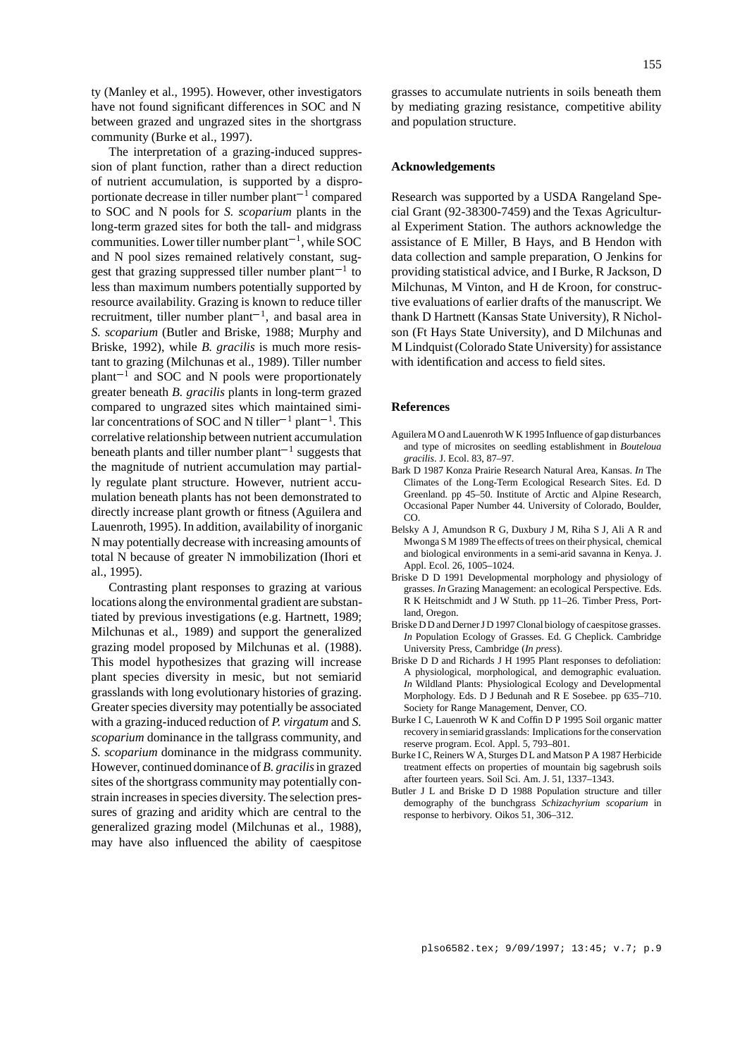ty (Manley et al., 1995). However, other investigators have not found significant differences in SOC and N between grazed and ungrazed sites in the shortgrass community (Burke et al., 1997).

The interpretation of a grazing-induced suppression of plant function, rather than a direct reduction of nutrient accumulation, is supported by a disproportionate decrease in tiller number plant$^{-1}$ compared to SOC and N pools for *S. scoparium* plants in the long-term grazed sites for both the tall- and midgrass communities. Lower tiller number plant$^{-1}$, while SOC and N pool sizes remained relatively constant, suggest that grazing suppressed tiller number plant$^{-1}$ to less than maximum numbers potentially supported by resource availability. Grazing is known to reduce tiller recruitment, tiller number plant$^{-1}$, and basal area in *S. scoparium* (Butler and Briske, 1988; Murphy and Briske, 1992), while *B. gracilis* is much more resistant to grazing (Milchunas et al., 1989). Tiller number plant$^{-1}$ and SOC and N pools were proportionately greater beneath *B. gracilis* plants in long-term grazed compared to ungrazed sites which maintained similar concentrations of SOC and N tiller$^{-1}$ plant$^{-1}$. This correlative relationship between nutrient accumulation beneath plants and tiller number plant$^{-1}$ suggests that the magnitude of nutrient accumulation may partially regulate plant structure. However, nutrient accumulation beneath plants has not been demonstrated to directly increase plant growth or fitness (Aguilera and Lauenroth, 1995). In addition, availability of inorganic N may potentially decrease with increasing amounts of total N because of greater N immobilization (Ihori et al., 1995).

Contrasting plant responses to grazing at various locations along the environmental gradient are substantiated by previous investigations (e.g. Hartnett, 1989; Milchunas et al., 1989) and support the generalized grazing model proposed by Milchunas et al. (1988). This model hypothesizes that grazing will increase plant species diversity in mesic, but not semiarid grasslands with long evolutionary histories of grazing. Greater species diversity may potentially be associated with a grazing-induced reduction of *P. virgatum* and *S. scoparium* dominance in the tallgrass community, and *S. scoparium* dominance in the midgrass community. However, continued dominance of *B. gracilis* in grazed sites of the shortgrass community may potentially constrain increases in species diversity. The selection pressures of grazing and aridity which are central to the generalized grazing model (Milchunas et al., 1988), may have also influenced the ability of caespitose grasses to accumulate nutrients in soils beneath them by mediating grazing resistance, competitive ability and population structure.

## Acknowledgements

Research was supported by a USDA Rangeland Special Grant (92-38300-7459) and the Texas Agricultural Experiment Station. The authors acknowledge the assistance of E Miller, B Hays, and B Hendon with data collection and sample preparation, O Jenkins for providing statistical advice, and I Burke, R Jackson, D Milchunas, M Vinton, and H de Kroon, for constructive evaluations of earlier drafts of the manuscript. We thank D Hartnett (Kansas State University), R Nicholson (Ft Hays State University), and D Milchunas and M Lindquist (Colorado State University) for assistance with identification and access to field sites.

## References

Aguilera M O and Lauenroth W K 1995 Influence of gap disturbances and type of microsites on seedling establishment in *Bouteloua gracilis*. J. Ecol. 83, 87–97.

Bark D 1987 Konza Prairie Research Natural Area, Kansas. *In* The Climates of the Long-Term Ecological Research Sites. Ed. D Greenland. pp 45–50. Institute of Arctic and Alpine Research, Occasional Paper Number 44. University of Colorado, Boulder, CO.

Belsky A J, Amundson R G, Duxbury J M, Riha S J, Ali A R and Mwonga S M 1989 The effects of trees on their physical, chemical and biological environments in a semi-arid savanna in Kenya. J. Appl. Ecol. 26, 1005–1024.

Briske D D 1991 Developmental morphology and physiology of grasses. *In* Grazing Management: an ecological Perspective. Eds. R K Heitschmidt and J W Stuth. pp 11–26. Timber Press, Portland, Oregon.

Briske D D and Derner J D 1997 Clonal biology of caespitose grasses. *In* Population Ecology of Grasses. Ed. G Cheplick. Cambridge University Press, Cambridge (*In press*).

Briske D D and Richards J H 1995 Plant responses to defoliation: A physiological, morphological, and demographic evaluation. *In* Wildland Plants: Physiological Ecology and Developmental Morphology. Eds. D J Bedunah and R E Sosebee. pp 635–710. Society for Range Management, Denver, CO.

Burke I C, Lauenroth W K and Coffin D P 1995 Soil organic matter recovery in semiarid grasslands: Implications for the conservation reserve program. Ecol. Appl. 5, 793–801.

Burke I C, Reiners W A, Sturges D L and Matson P A 1987 Herbicide treatment effects on properties of mountain big sagebrush soils after fourteen years. Soil Sci. Am. J. 51, 1337–1343.

Butler J L and Briske D D 1988 Population structure and tiller demography of the bunchgrass *Schizachyrium scoparium* in response to herbivory. Oikos 51, 306–312.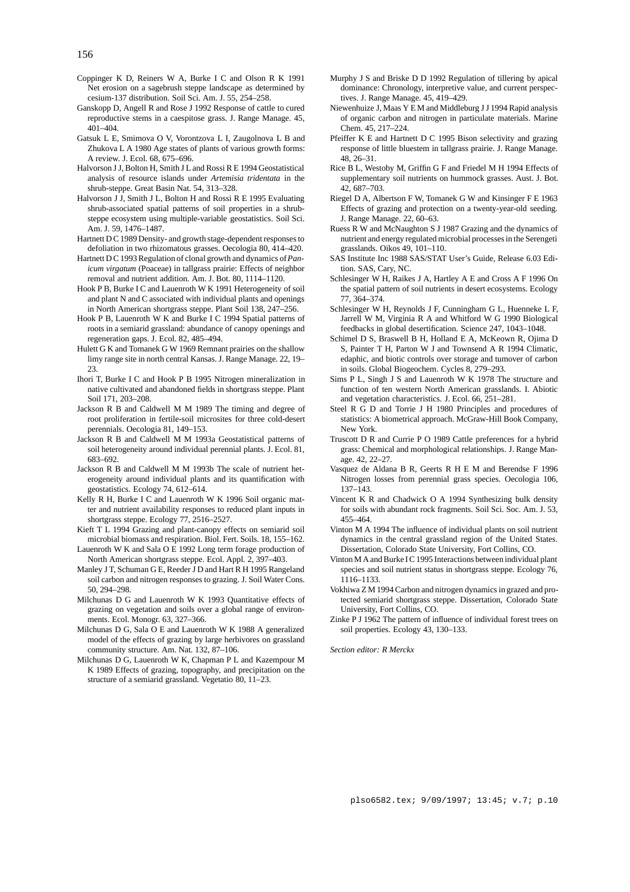Coppinger K D, Reiners W A, Burke I C and Olson R K 1991 Net erosion on a sagebrush steppe landscape as determined by cesium-137 distribution. Soil Sci. Am. J. 55, 254–258.

Ganskopp D, Angell R and Rose J 1992 Response of cattle to cured reproductive stems in a caespitose grass. J. Range Manage. 45, 401–404.

Gatsuk L E, Smimova O V, Vorontzova L I, Zaugolnova L B and Zhukova L A 1980 Age states of plants of various growth forms: A review. J. Ecol. 68, 675–696.

Halvorson J J, Bolton H, Smith J L and Rossi R E 1994 Geostatistical analysis of resource islands under *Artemisia tridentata* in the shrub-steppe. Great Basin Nat. 54, 313–328.

Halvorson J J, Smith J L, Bolton H and Rossi R E 1995 Evaluating shrub-associated spatial patterns of soil properties in a shrub-steppe ecosystem using multiple-variable geostatistics. Soil Sci. Am. J. 59, 1476–1487.

Hartnett D C 1989 Density- and growth stage-dependent responses to defoliation in two rhizomatous grasses. Oecologia 80, 414–420.

Hartnett D C 1993 Regulation of clonal growth and dynamics of *Panicum virgatum* (Poaceae) in tallgrass prairie: Effects of neighbor removal and nutrient addition. Am. J. Bot. 80, 1114–1120.

Hook P B, Burke I C and Lauenroth W K 1991 Heterogeneity of soil and plant N and C associated with individual plants and openings in North American shortgrass steppe. Plant Soil 138, 247–256.

Hook P B, Lauenroth W K and Burke I C 1994 Spatial patterns of roots in a semiarid grassland: abundance of canopy openings and regeneration gaps. J. Ecol. 82, 485–494.

Hulett G K and Tomanek G W 1969 Remnant prairies on the shallow limy range site in north central Kansas. J. Range Manage. 22, 19–23.

Ihori T, Burke I C and Hook P B 1995 Nitrogen mineralization in native cultivated and abandoned fields in shortgrass steppe. Plant Soil 171, 203–208.

Jackson R B and Caldwell M M 1989 The timing and degree of root proliferation in fertile-soil microsites for three cold-desert perennials. Oecologia 81, 149–153.

Jackson R B and Caldwell M M 1993a Geostatistical patterns of soil heterogeneity around individual perennial plants. J. Ecol. 81, 683–692.

Jackson R B and Caldwell M M 1993b The scale of nutrient heterogeneity around individual plants and its quantification with geostatistics. Ecology 74, 612–614.

Kelly R H, Burke I C and Lauenroth W K 1996 Soil organic matter and nutrient availability responses to reduced plant inputs in shortgrass steppe. Ecology 77, 2516–2527.

Kieft T L 1994 Grazing and plant-canopy effects on semiarid soil microbial biomass and respiration. Biol. Fert. Soils. 18, 155–162.

Lauenroth W K and Sala O E 1992 Long term forage production of North American shortgrass steppe. Ecol. Appl. 2, 397–403.

Manley J T, Schuman G E, Reeder J D and Hart R H 1995 Rangeland soil carbon and nitrogen responses to grazing. J. Soil Water Cons. 50, 294–298.

Milchunas D G and Lauenroth W K 1993 Quantitative effects of grazing on vegetation and soils over a global range of environments. Ecol. Monogr. 63, 327–366.

Milchunas D G, Sala O E and Lauenroth W K 1988 A generalized model of the effects of grazing by large herbivores on grassland community structure. Am. Nat. 132, 87–106.

Milchunas D G, Lauenroth W K, Chapman P L and Kazempour M K 1989 Effects of grazing, topography, and precipitation on the structure of a semiarid grassland. Vegetatio 80, 11–23.

Murphy J S and Briske D D 1992 Regulation of tillering by apical dominance: Chronology, interpretive value, and current perspectives. J. Range Manage. 45, 419–429.

Niewenhuize J, Maas Y E M and Middleburg J J 1994 Rapid analysis of organic carbon and nitrogen in particulate materials. Marine Chem. 45, 217–224.

Pfeiffer K E and Hartnett D C 1995 Bison selectivity and grazing response of little bluestem in tallgrass prairie. J. Range Manage. 48, 26–31.

Rice B L, Westoby M, Griffin G F and Friedel M H 1994 Effects of supplementary soil nutrients on hummock grasses. Aust. J. Bot. 42, 687–703.

Riegel D A, Albertson F W, Tomanek G W and Kinsinger F E 1963 Effects of grazing and protection on a twenty-year-old seeding. J. Range Manage. 22, 60–63.

Ruess R W and McNaughton S J 1987 Grazing and the dynamics of nutrient and energy regulated microbial processes in the Serengeti grasslands. Oikos 49, 101–110.

SAS Institute Inc 1988 SAS/STAT User's Guide, Release 6.03 Edition. SAS, Cary, NC.

Schlesinger W H, Raikes J A, Hartley A E and Cross A F 1996 On the spatial pattern of soil nutrients in desert ecosystems. Ecology 77, 364–374.

Schlesinger W H, Reynolds J F, Cunningham G L, Huenneke L F, Jarrell W M, Virginia R A and Whitford W G 1990 Biological feedbacks in global desertification. Science 247, 1043–1048.

Schimel D S, Braswell B H, Holland E A, McKeown R, Ojima D S, Painter T H, Parton W J and Townsend A R 1994 Climatic, edaphic, and biotic controls over storage and turnover of carbon in soils. Global Biogeochem. Cycles 8, 279–293.

Sims P L, Singh J S and Lauenroth W K 1978 The structure and function of ten western North American grasslands. I. Abiotic and vegetation characteristics. J. Ecol. 66, 251–281.

Steel R G D and Torrie J H 1980 Principles and procedures of statistics: A biometrical approach. McGraw-Hill Book Company, New York.

Truscott D R and Currie P O 1989 Cattle preferences for a hybrid grass: Chemical and morphological relationships. J. Range Manage. 42, 22–27.

Vasquez de Aldana B R, Geerts R H E M and Berendse F 1996 Nitrogen losses from perennial grass species. Oecologia 106, 137–143.

Vincent K R and Chadwick O A 1994 Synthesizing bulk density for soils with abundant rock fragments. Soil Sci. Soc. Am. J. 53, 455–464.

Vinton M A 1994 The influence of individual plants on soil nutrient dynamics in the central grassland region of the United States. Dissertation, Colorado State University, Fort Collins, CO.

Vinton M A and Burke I C 1995 Interactions between individual plant species and soil nutrient status in shortgrass steppe. Ecology 76, 1116–1133.

Vokhiwa Z M 1994 Carbon and nitrogen dynamics in grazed and protected semiarid shortgrass steppe. Dissertation, Colorado State University, Fort Collins, CO.

Zinke P J 1962 The pattern of influence of individual forest trees on soil properties. Ecology 43, 130–133.

*Section editor: R Merckx*